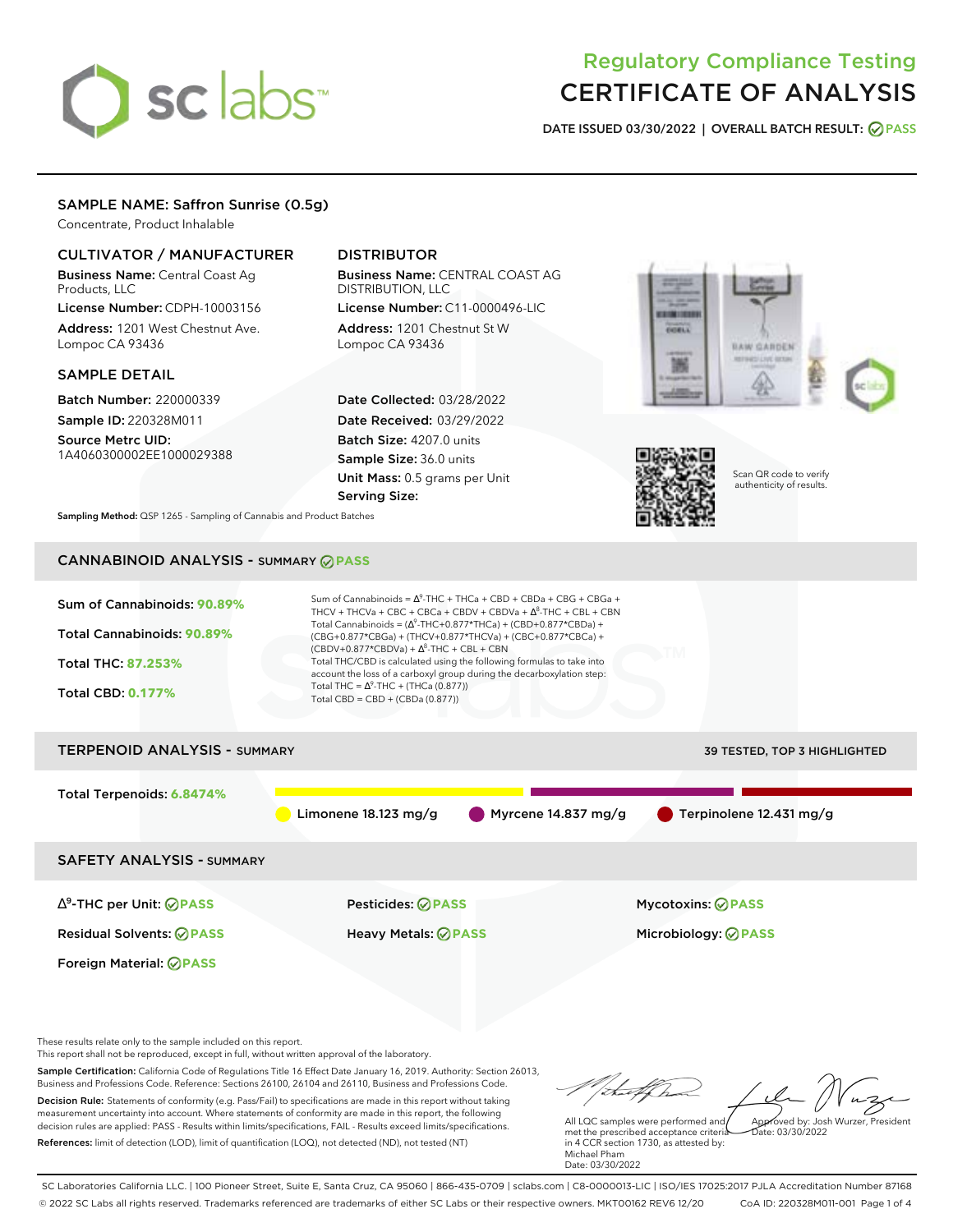# Regulatory Compliance Testing
# CERTIFICATE OF ANALYSIS

**DATE ISSUED 03/30/2022 | OVERALL BATCH RESULT: PASS**

## SAMPLE NAME: Saffron Sunrise (0.5g)

Concentrate, Product Inhalable

### CULTIVATOR / MANUFACTURER

**Business Name:** Central Coast Ag Products, LLC

**License Number:** CDPH-10003156

**Address:** 1201 West Chestnut Ave. Lompoc CA 93436

### DISTRIBUTOR

**Business Name:** CENTRAL COAST AG DISTRIBUTION, LLC

**License Number:** C11-0000496-LIC

**Address:** 1201 Chestnut St W Lompoc CA 93436

### SAMPLE DETAIL

**Batch Number:** 220000339

**Sample ID:** 220328M011

**Source Metrc UID:** 1A4060300002EE1000029388

**Date Collected:** 03/28/2022

**Date Received:** 03/29/2022

**Batch Size:** 4207.0 units

**Sample Size:** 36.0 units

**Unit Mass:** 0.5 grams per Unit

**Serving Size:**

Scan QR code to verify authenticity of results.

**Sampling Method:** QSP 1265 - Sampling of Cannabis and Product Batches

## CANNABINOID ANALYSIS - SUMMARY PASS

**Sum of Cannabinoids: 90.89%**

**Total Cannabinoids: 90.89%**

**Total THC: 87.253%**

**Total CBD: 0.177%**

Sum of Cannabinoids = $\Delta^9$-THC + THCa + CBD + CBDa + CBG + CBGa + THCV + THCVa + CBC + CBCa + CBDV + CBDVa + $\Delta^8$-THC + CBL + CBN

Total Cannabinoids = ($\Delta^9$-THC+0.877*THCa) + (CBD+0.877*CBDa) + (CBG+0.877*CBGa) + (THCV+0.877*THCVa) + (CBC+0.877*CBCa) + (CBDV+0.877*CBDVa) + $\Delta^8$-THC + CBL + CBN

Total THC/CBD is calculated using the following formulas to take into account the loss of a carboxyl group during the decarboxylation step:

Total THC = $\Delta^9$-THC + (THCa (0.877))

Total CBD = CBD + (CBDa (0.877))

## TERPENOID ANALYSIS - SUMMARY

39 TESTED, TOP 3 HIGHLIGHTED

**Total Terpenoids: 6.8474%**

Limonene 18.123 mg/g | Myrcene 14.837 mg/g | Terpinolene 12.431 mg/g

## SAFETY ANALYSIS - SUMMARY

$\Delta^9$-THC per Unit: PASS

Pesticides: PASS

Mycotoxins: PASS

Residual Solvents: PASS

Heavy Metals: PASS

Microbiology: PASS

Foreign Material: PASS

These results relate only to the sample included on this report.
This report shall not be reproduced, except in full, without written approval of the laboratory.

**Sample Certification:** California Code of Regulations Title 16 Effect Date January 16, 2019. Authority: Section 26013, Business and Professions Code. Reference: Sections 26100, 26104 and 26110, Business and Professions Code.

**Decision Rule:** Statements of conformity (e.g. Pass/Fail) to specifications are made in this report without taking measurement uncertainty into account. Where statements of conformity are made in this report, the following decision rules are applied: PASS - Results within limits/specifications, FAIL - Results exceed limits/specifications.

**References:** limit of detection (LOD), limit of quantification (LOQ), not detected (ND), not tested (NT)

All LQC samples were performed and met the prescribed acceptance criteria in 4 CCR section 1730, as attested by: Michael Pham
Date: 03/30/2022

Approved by: Josh Wurzer, President
Date: 03/30/2022

SC Laboratories California LLC. | 100 Pioneer Street, Suite E, Santa Cruz, CA 95060 | 866-435-0709 | sclabs.com | C8-0000013-LIC | ISO/IES 17025:2017 PJLA Accreditation Number 87168
© 2022 SC Labs all rights reserved. Trademarks referenced are trademarks of either SC Labs or their respective owners. MKT00162 REV6 12/20 CoA ID: 220328M011-001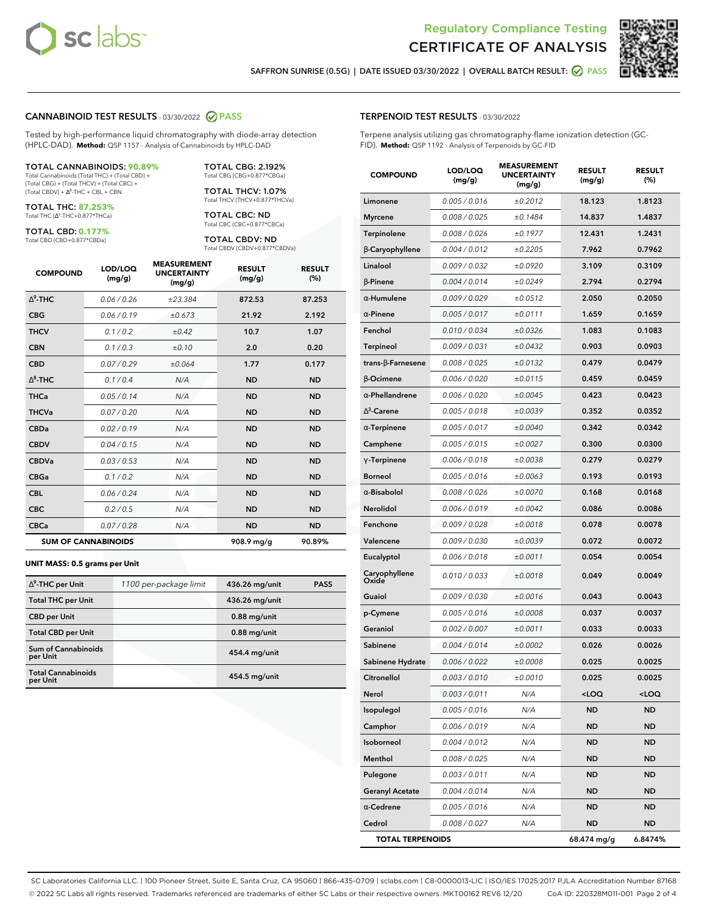# Regulatory Compliance Testing
# CERTIFICATE OF ANALYSIS

SAFFRON SUNRISE (0.5G) | DATE ISSUED 03/30/2022 | OVERALL BATCH RESULT: PASS

## CANNABINOID TEST RESULTS - 03/30/2022 PASS

Tested by high-performance liquid chromatography with diode-array detection (HPLC-DAD). **Method:** QSP 1157 - Analysis of Cannabinoids by HPLC-DAD

**TOTAL CANNABINOIDS: 90.89%**
Total Cannabinoids (Total THC) + (Total CBD) + (Total CBG) + (Total THCV) + (Total CBC) + (Total CBDV) + Δ8-THC + CBL + CBN

**TOTAL THC: 87.253%**
Total THC (Δ9-THC+0.877*THCa)

**TOTAL CBD: 0.177%**
Total CBD (CBD+0.877*CBDa)

**TOTAL CBG: 2.192%**
Total CBG (CBG+0.877*CBGa)

**TOTAL THCV: 1.07%**
Total THCV (THCV+0.877*THCVa)

**TOTAL CBC: ND**
Total CBC (CBC+0.877*CBCa)

**TOTAL CBDV: ND**
Total CBDV (CBDV+0.877*CBDVa)

| COMPOUND | LOD/LOQ (mg/g) | MEASUREMENT UNCERTAINTY (mg/g) | RESULT (mg/g) | RESULT (%) |
|---|---|---|---|---|
| Δ9-THC | 0.06 / 0.26 | ±23.384 | 872.53 | 87.253 |
| CBG | 0.06 / 0.19 | ±0.673 | 21.92 | 2.192 |
| THCV | 0.1 / 0.2 | ±0.42 | 10.7 | 1.07 |
| CBN | 0.1 / 0.3 | ±0.10 | 2.0 | 0.20 |
| CBD | 0.07 / 0.29 | ±0.064 | 1.77 | 0.177 |
| Δ8-THC | 0.1 / 0.4 | N/A | ND | ND |
| THCa | 0.05 / 0.14 | N/A | ND | ND |
| THCVa | 0.07 / 0.20 | N/A | ND | ND |
| CBDa | 0.02 / 0.19 | N/A | ND | ND |
| CBDV | 0.04 / 0.15 | N/A | ND | ND |
| CBDVa | 0.03 / 0.53 | N/A | ND | ND |
| CBGa | 0.1 / 0.2 | N/A | ND | ND |
| CBL | 0.06 / 0.24 | N/A | ND | ND |
| CBC | 0.2 / 0.5 | N/A | ND | ND |
| CBCa | 0.07 / 0.28 | N/A | ND | ND |
| **SUM OF CANNABINOIDS** | | | 908.9 mg/g | 90.89% |

**UNIT MASS: 0.5 grams per Unit**

| | | | |
|---|---|---|---|
| Δ9-THC per Unit | 1100 per-package limit | 436.26 mg/unit | PASS |
| Total THC per Unit | | 436.26 mg/unit | |
| CBD per Unit | | 0.88 mg/unit | |
| Total CBD per Unit | | 0.88 mg/unit | |
| Sum of Cannabinoids per Unit | | 454.4 mg/unit | |
| Total Cannabinoids per Unit | | 454.5 mg/unit | |

## TERPENOID TEST RESULTS - 03/30/2022

Terpene analysis utilizing gas chromatography-flame ionization detection (GC-FID). **Method:** QSP 1192 - Analysis of Terpenoids by GC-FID

| COMPOUND | LOD/LOQ (mg/g) | MEASUREMENT UNCERTAINTY (mg/g) | RESULT (mg/g) | RESULT (%) |
|---|---|---|---|---|
| Limonene | 0.005 / 0.016 | ±0.2012 | 18.123 | 1.8123 |
| Myrcene | 0.008 / 0.025 | ±0.1484 | 14.837 | 1.4837 |
| Terpinolene | 0.008 / 0.026 | ±0.1977 | 12.431 | 1.2431 |
| β-Caryophyllene | 0.004 / 0.012 | ±0.2205 | 7.962 | 0.7962 |
| Linalool | 0.009 / 0.032 | ±0.0920 | 3.109 | 0.3109 |
| β-Pinene | 0.004 / 0.014 | ±0.0249 | 2.794 | 0.2794 |
| α-Humulene | 0.009 / 0.029 | ±0.0512 | 2.050 | 0.2050 |
| α-Pinene | 0.005 / 0.017 | ±0.0111 | 1.659 | 0.1659 |
| Fenchol | 0.010 / 0.034 | ±0.0326 | 1.083 | 0.1083 |
| Terpineol | 0.009 / 0.031 | ±0.0432 | 0.903 | 0.0903 |
| trans-β-Farnesene | 0.008 / 0.025 | ±0.0132 | 0.479 | 0.0479 |
| β-Ocimene | 0.006 / 0.020 | ±0.0115 | 0.459 | 0.0459 |
| α-Phellandrene | 0.006 / 0.020 | ±0.0045 | 0.423 | 0.0423 |
| Δ3-Carene | 0.005 / 0.018 | ±0.0039 | 0.352 | 0.0352 |
| α-Terpinene | 0.005 / 0.017 | ±0.0040 | 0.342 | 0.0342 |
| Camphene | 0.005 / 0.015 | ±0.0027 | 0.300 | 0.0300 |
| γ-Terpinene | 0.006 / 0.018 | ±0.0038 | 0.279 | 0.0279 |
| Borneol | 0.005 / 0.016 | ±0.0063 | 0.193 | 0.0193 |
| α-Bisabolol | 0.008 / 0.026 | ±0.0070 | 0.168 | 0.0168 |
| Nerolidol | 0.006 / 0.019 | ±0.0042 | 0.086 | 0.0086 |
| Fenchone | 0.009 / 0.028 | ±0.0018 | 0.078 | 0.0078 |
| Valencene | 0.009 / 0.030 | ±0.0039 | 0.072 | 0.0072 |
| Eucalyptol | 0.006 / 0.018 | ±0.0011 | 0.054 | 0.0054 |
| Caryophyllene Oxide | 0.010 / 0.033 | ±0.0018 | 0.049 | 0.0049 |
| Guaiol | 0.009 / 0.030 | ±0.0016 | 0.043 | 0.0043 |
| p-Cymene | 0.005 / 0.016 | ±0.0008 | 0.037 | 0.0037 |
| Geraniol | 0.002 / 0.007 | ±0.0011 | 0.033 | 0.0033 |
| Sabinene | 0.004 / 0.014 | ±0.0002 | 0.026 | 0.0026 |
| Sabinene Hydrate | 0.006 / 0.022 | ±0.0008 | 0.025 | 0.0025 |
| Citronellol | 0.003 / 0.010 | ±0.0010 | 0.025 | 0.0025 |
| Nerol | 0.003 / 0.011 | N/A | <LOQ | <LOQ |
| Isopulegol | 0.005 / 0.016 | N/A | ND | ND |
| Camphor | 0.006 / 0.019 | N/A | ND | ND |
| Isoborneol | 0.004 / 0.012 | N/A | ND | ND |
| Menthol | 0.008 / 0.025 | N/A | ND | ND |
| Pulegone | 0.003 / 0.011 | N/A | ND | ND |
| Geranyl Acetate | 0.004 / 0.014 | N/A | ND | ND |
| α-Cedrene | 0.005 / 0.016 | N/A | ND | ND |
| Cedrol | 0.008 / 0.027 | N/A | ND | ND |
| **TOTAL TERPENOIDS** | | | 68.474 mg/g | 6.8474% |

SC Laboratories California LLC. | 100 Pioneer Street, Suite E, Santa Cruz, CA 95060 | 866-435-0709 | sclabs.com | C8-0000013-LIC | ISO/IES 17025:2017 PJLA Accreditation Number 87168
© 2022 SC Labs all rights reserved. Trademarks referenced are trademarks of either SC Labs or their respective owners. MKT00162 REV6 12/20 CoA ID: 220328M011-001